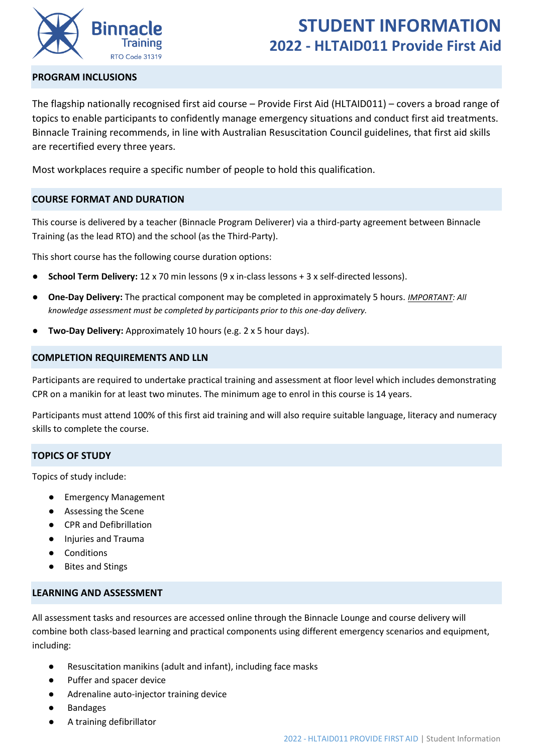Binnacle Training
RTO Code 31319

# STUDENT INFORMATION
## 2022 - HLTAID011 Provide First Aid

### PROGRAM INCLUSIONS

The flagship nationally recognised first aid course – Provide First Aid (HLTAID011) – covers a broad range of topics to enable participants to confidently manage emergency situations and conduct first aid treatments. Binnacle Training recommends, in line with Australian Resuscitation Council guidelines, that first aid skills are recertified every three years.

Most workplaces require a specific number of people to hold this qualification.

### COURSE FORMAT AND DURATION

This course is delivered by a teacher (Binnacle Program Deliverer) via a third-party agreement between Binnacle Training (as the lead RTO) and the school (as the Third-Party).

This short course has the following course duration options:

- **School Term Delivery:** 12 x 70 min lessons (9 x in-class lessons + 3 x self-directed lessons).
- **One-Day Delivery:** The practical component may be completed in approximately 5 hours. *IMPORTANT: All knowledge assessment must be completed by participants prior to this one-day delivery.*
- **Two-Day Delivery:** Approximately 10 hours (e.g. 2 x 5 hour days).

### COMPLETION REQUIREMENTS AND LLN

Participants are required to undertake practical training and assessment at floor level which includes demonstrating CPR on a manikin for at least two minutes. The minimum age to enrol in this course is 14 years.

Participants must attend 100% of this first aid training and will also require suitable language, literacy and numeracy skills to complete the course.

### TOPICS OF STUDY

Topics of study include:

- Emergency Management
- Assessing the Scene
- CPR and Defibrillation
- Injuries and Trauma
- Conditions
- Bites and Stings

### LEARNING AND ASSESSMENT

All assessment tasks and resources are accessed online through the Binnacle Lounge and course delivery will combine both class-based learning and practical components using different emergency scenarios and equipment, including:

- Resuscitation manikins (adult and infant), including face masks
- Puffer and spacer device
- Adrenaline auto-injector training device
- Bandages
- A training defibrillator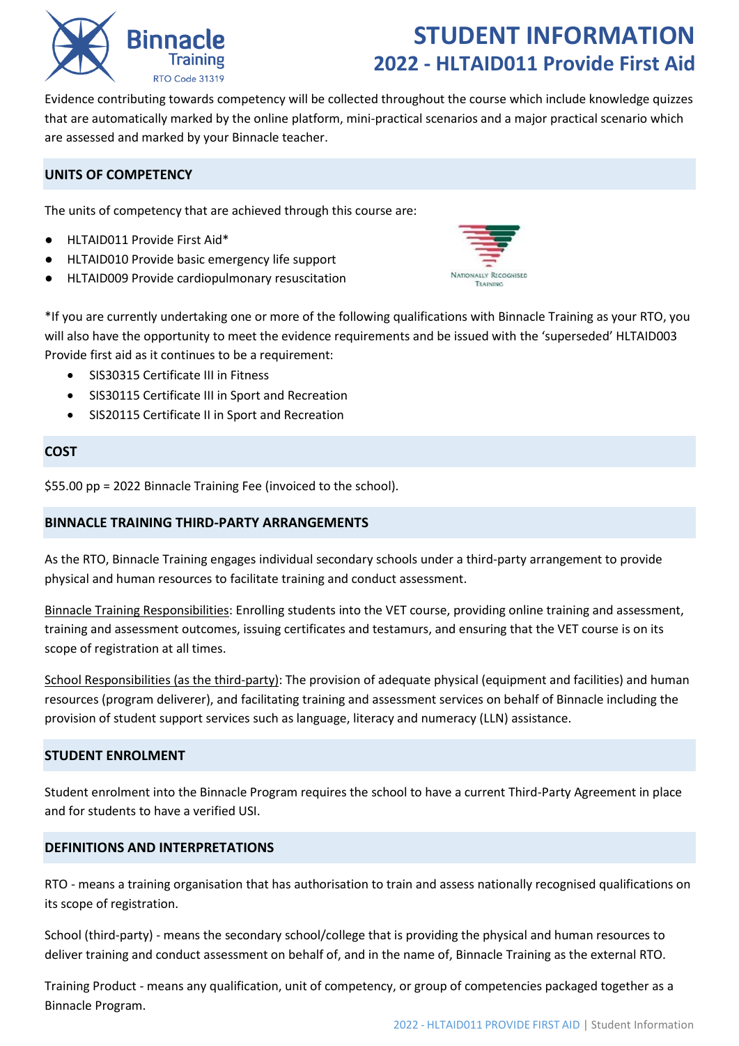# STUDENT INFORMATION

## 2022 - HLTAID011 Provide First Aid

Evidence contributing towards competency will be collected throughout the course which include knowledge quizzes that are automatically marked by the online platform, mini-practical scenarios and a major practical scenario which are assessed and marked by your Binnacle teacher.

### UNITS OF COMPETENCY

The units of competency that are achieved through this course are:

- HLTAID011 Provide First Aid*
- HLTAID010 Provide basic emergency life support
- HLTAID009 Provide cardiopulmonary resuscitation

*If you are currently undertaking one or more of the following qualifications with Binnacle Training as your RTO, you will also have the opportunity to meet the evidence requirements and be issued with the 'superseded' HLTAID003 Provide first aid as it continues to be a requirement:

- SIS30315 Certificate III in Fitness
- SIS30115 Certificate III in Sport and Recreation
- SIS20115 Certificate II in Sport and Recreation

### COST

$55.00 pp = 2022 Binnacle Training Fee (invoiced to the school).

### BINNACLE TRAINING THIRD-PARTY ARRANGEMENTS

As the RTO, Binnacle Training engages individual secondary schools under a third-party arrangement to provide physical and human resources to facilitate training and conduct assessment.

Binnacle Training Responsibilities: Enrolling students into the VET course, providing online training and assessment, training and assessment outcomes, issuing certificates and testamurs, and ensuring that the VET course is on its scope of registration at all times.

School Responsibilities (as the third-party): The provision of adequate physical (equipment and facilities) and human resources (program deliverer), and facilitating training and assessment services on behalf of Binnacle including the provision of student support services such as language, literacy and numeracy (LLN) assistance.

### STUDENT ENROLMENT

Student enrolment into the Binnacle Program requires the school to have a current Third-Party Agreement in place and for students to have a verified USI.

### DEFINITIONS AND INTERPRETATIONS

RTO - means a training organisation that has authorisation to train and assess nationally recognised qualifications on its scope of registration.

School (third-party) - means the secondary school/college that is providing the physical and human resources to deliver training and conduct assessment on behalf of, and in the name of, Binnacle Training as the external RTO.

Training Product - means any qualification, unit of competency, or group of competencies packaged together as a Binnacle Program.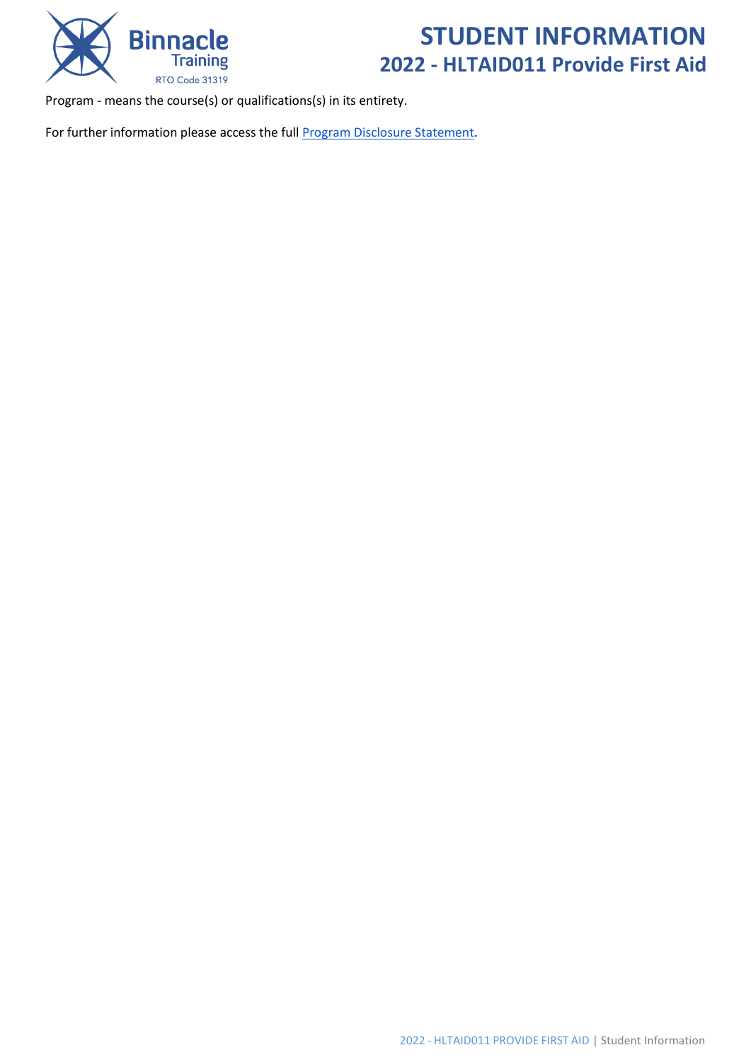Program - means the course(s) or qualifications(s) in its entirety.

For further information please access the full [Program Disclosure Statement].